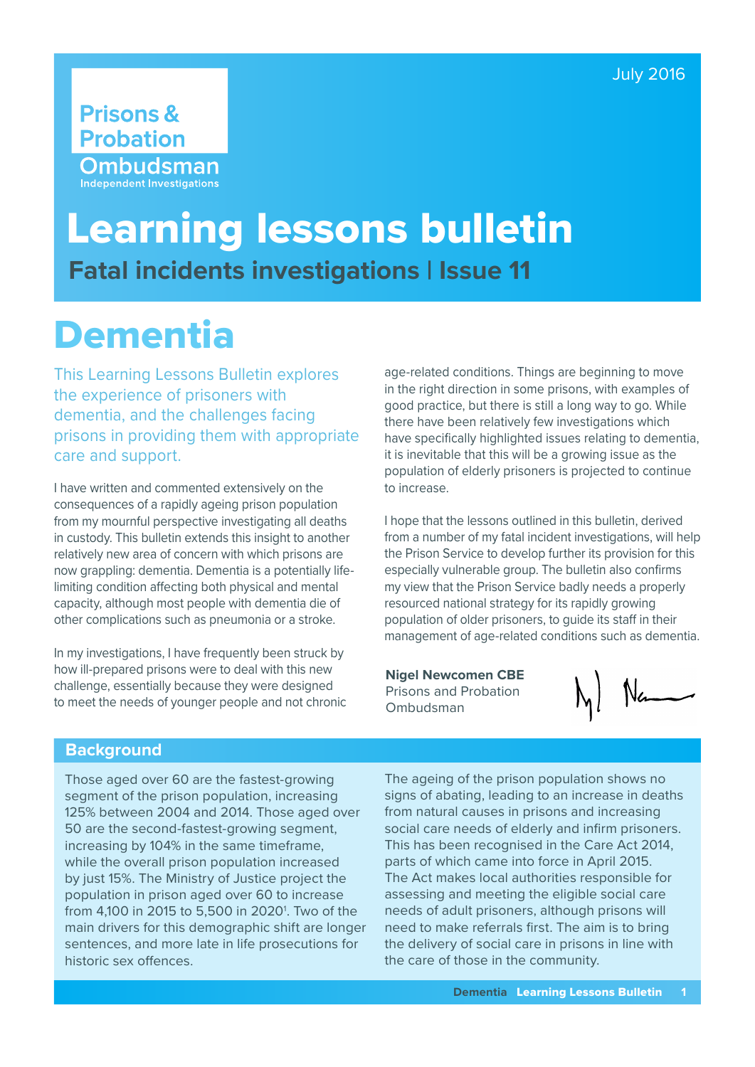July 2016

Prisons & Probation Ombudsman
Independent Investigations

# Learning lessons bulletin

## Fatal incidents investigations | Issue 11

# Dementia

This Learning Lessons Bulletin explores the experience of prisoners with dementia, and the challenges facing prisons in providing them with appropriate care and support.

I have written and commented extensively on the consequences of a rapidly ageing prison population from my mournful perspective investigating all deaths in custody. This bulletin extends this insight to another relatively new area of concern with which prisons are now grappling: dementia. Dementia is a potentially life-limiting condition affecting both physical and mental capacity, although most people with dementia die of other complications such as pneumonia or a stroke.

In my investigations, I have frequently been struck by how ill-prepared prisons were to deal with this new challenge, essentially because they were designed to meet the needs of younger people and not chronic age-related conditions. Things are beginning to move in the right direction in some prisons, with examples of good practice, but there is still a long way to go. While there have been relatively few investigations which have specifically highlighted issues relating to dementia, it is inevitable that this will be a growing issue as the population of elderly prisoners is projected to continue to increase.

I hope that the lessons outlined in this bulletin, derived from a number of my fatal incident investigations, will help the Prison Service to develop further its provision for this especially vulnerable group. The bulletin also confirms my view that the Prison Service badly needs a properly resourced national strategy for its rapidly growing population of older prisoners, to guide its staff in their management of age-related conditions such as dementia.

**Nigel Newcomen CBE**
Prisons and Probation Ombudsman

## Background

Those aged over 60 are the fastest-growing segment of the prison population, increasing 125% between 2004 and 2014. Those aged over 50 are the second-fastest-growing segment, increasing by 104% in the same timeframe, while the overall prison population increased by just 15%. The Ministry of Justice project the population in prison aged over 60 to increase from 4,100 in 2015 to 5,500 in 2020[1]. Two of the main drivers for this demographic shift are longer sentences, and more late in life prosecutions for historic sex offences.

The ageing of the prison population shows no signs of abating, leading to an increase in deaths from natural causes in prisons and increasing social care needs of elderly and infirm prisoners. This has been recognised in the Care Act 2014, parts of which came into force in April 2015. The Act makes local authorities responsible for assessing and meeting the eligible social care needs of adult prisoners, although prisons will need to make referrals first. The aim is to bring the delivery of social care in prisons in line with the care of those in the community.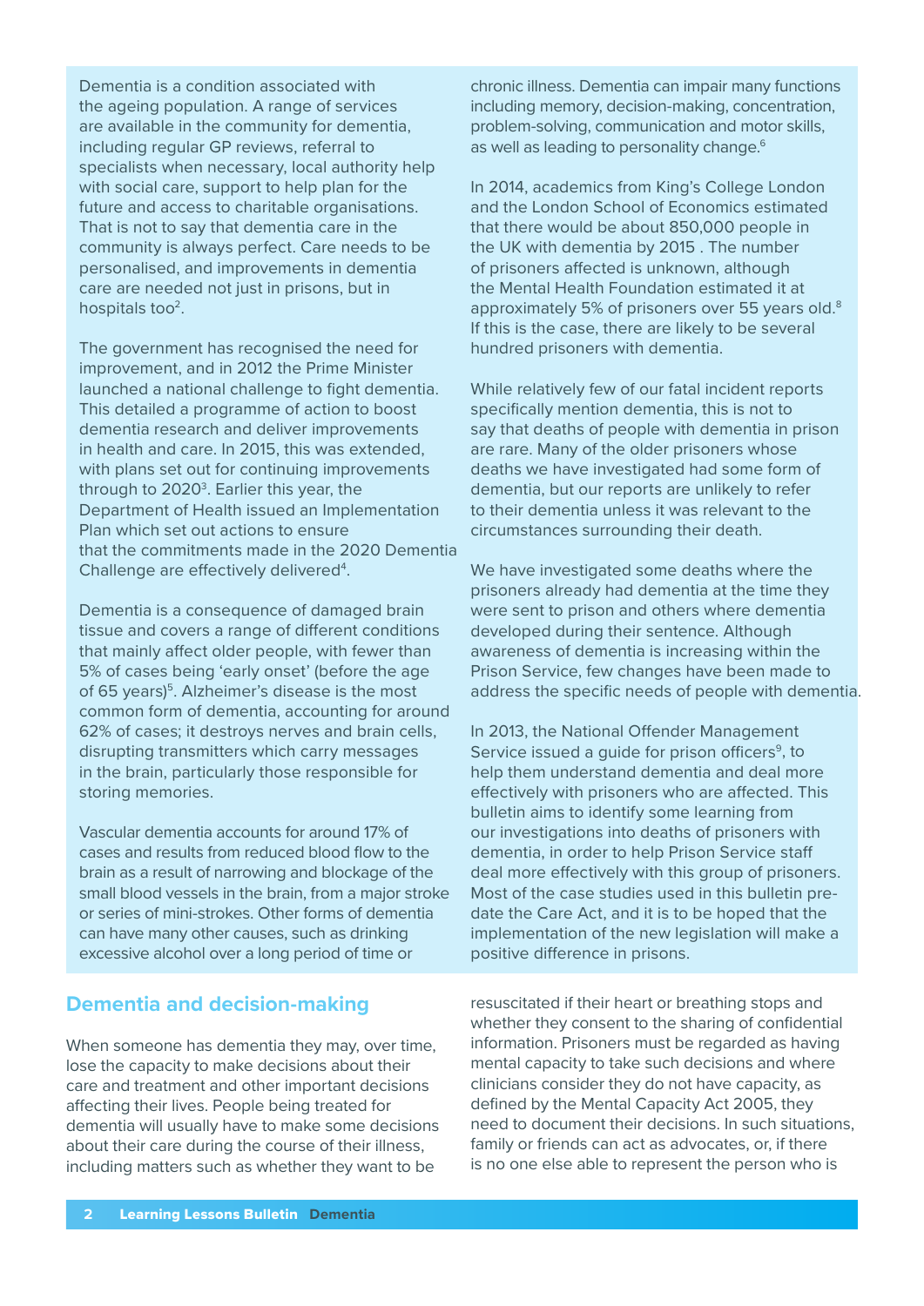Dementia is a condition associated with the ageing population. A range of services are available in the community for dementia, including regular GP reviews, referral to specialists when necessary, local authority help with social care, support to help plan for the future and access to charitable organisations. That is not to say that dementia care in the community is always perfect. Care needs to be personalised, and improvements in dementia care are needed not just in prisons, but in hospitals too[2].

The government has recognised the need for improvement, and in 2012 the Prime Minister launched a national challenge to fight dementia. This detailed a programme of action to boost dementia research and deliver improvements in health and care. In 2015, this was extended, with plans set out for continuing improvements through to 2020[3]. Earlier this year, the Department of Health issued an Implementation Plan which set out actions to ensure that the commitments made in the 2020 Dementia Challenge are effectively delivered[4].

Dementia is a consequence of damaged brain tissue and covers a range of different conditions that mainly affect older people, with fewer than 5% of cases being 'early onset' (before the age of 65 years)[5]. Alzheimer's disease is the most common form of dementia, accounting for around 62% of cases; it destroys nerves and brain cells, disrupting transmitters which carry messages in the brain, particularly those responsible for storing memories.

Vascular dementia accounts for around 17% of cases and results from reduced blood flow to the brain as a result of narrowing and blockage of the small blood vessels in the brain, from a major stroke or series of mini-strokes. Other forms of dementia can have many other causes, such as drinking excessive alcohol over a long period of time or chronic illness. Dementia can impair many functions including memory, decision-making, concentration, problem-solving, communication and motor skills, as well as leading to personality change.[6]

In 2014, academics from King's College London and the London School of Economics estimated that there would be about 850,000 people in the UK with dementia by 2015 . The number of prisoners affected is unknown, although the Mental Health Foundation estimated it at approximately 5% of prisoners over 55 years old.[8] If this is the case, there are likely to be several hundred prisoners with dementia.

While relatively few of our fatal incident reports specifically mention dementia, this is not to say that deaths of people with dementia in prison are rare. Many of the older prisoners whose deaths we have investigated had some form of dementia, but our reports are unlikely to refer to their dementia unless it was relevant to the circumstances surrounding their death.

We have investigated some deaths where the prisoners already had dementia at the time they were sent to prison and others where dementia developed during their sentence. Although awareness of dementia is increasing within the Prison Service, few changes have been made to address the specific needs of people with dementia.

In 2013, the National Offender Management Service issued a guide for prison officers[9], to help them understand dementia and deal more effectively with prisoners who are affected. This bulletin aims to identify some learning from our investigations into deaths of prisoners with dementia, in order to help Prison Service staff deal more effectively with this group of prisoners. Most of the case studies used in this bulletin pre-date the Care Act, and it is to be hoped that the implementation of the new legislation will make a positive difference in prisons.

## Dementia and decision-making

When someone has dementia they may, over time, lose the capacity to make decisions about their care and treatment and other important decisions affecting their lives. People being treated for dementia will usually have to make some decisions about their care during the course of their illness, including matters such as whether they want to be resuscitated if their heart or breathing stops and whether they consent to the sharing of confidential information. Prisoners must be regarded as having mental capacity to take such decisions and where clinicians consider they do not have capacity, as defined by the Mental Capacity Act 2005, they need to document their decisions. In such situations, family or friends can act as advocates, or, if there is no one else able to represent the person who is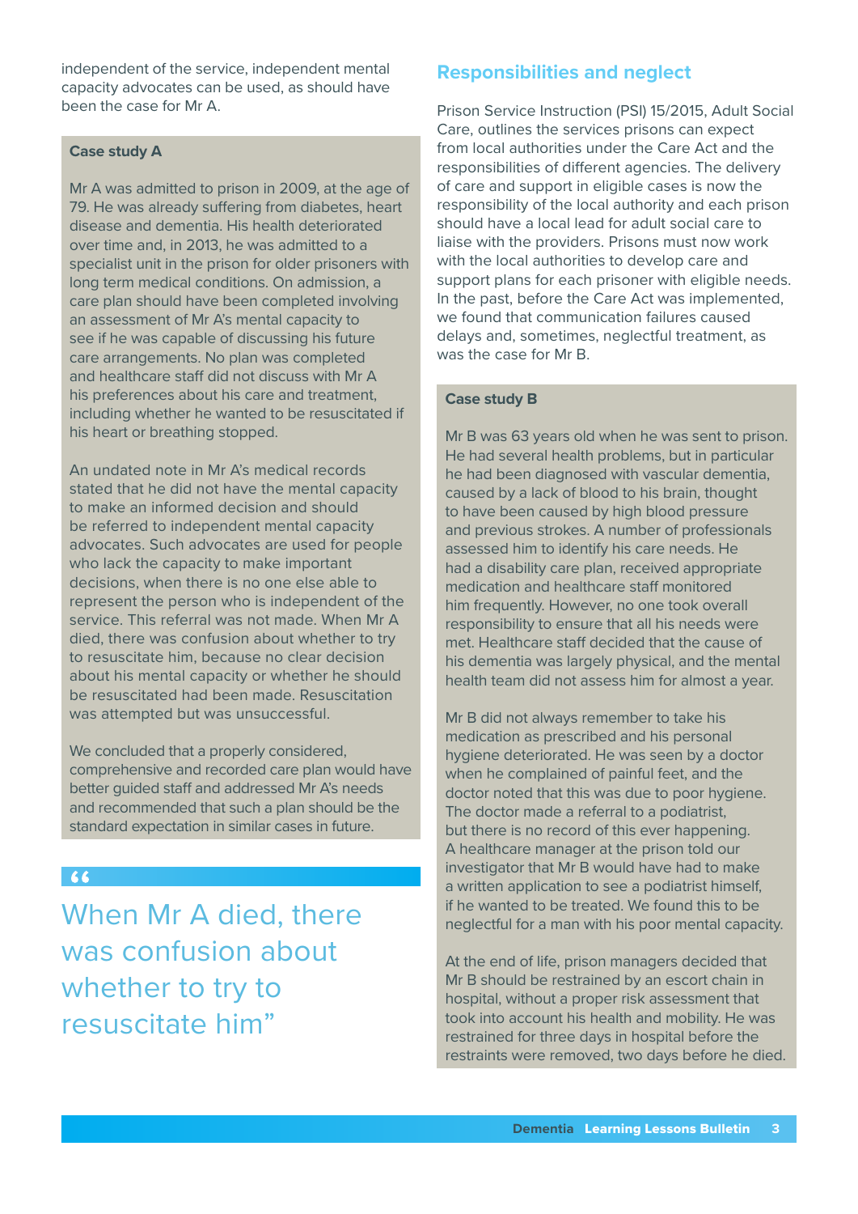independent of the service, independent mental capacity advocates can be used, as should have been the case for Mr A.

### Case study A

Mr A was admitted to prison in 2009, at the age of 79. He was already suffering from diabetes, heart disease and dementia. His health deteriorated over time and, in 2013, he was admitted to a specialist unit in the prison for older prisoners with long term medical conditions. On admission, a care plan should have been completed involving an assessment of Mr A's mental capacity to see if he was capable of discussing his future care arrangements. No plan was completed and healthcare staff did not discuss with Mr A his preferences about his care and treatment, including whether he wanted to be resuscitated if his heart or breathing stopped.

An undated note in Mr A's medical records stated that he did not have the mental capacity to make an informed decision and should be referred to independent mental capacity advocates. Such advocates are used for people who lack the capacity to make important decisions, when there is no one else able to represent the person who is independent of the service. This referral was not made. When Mr A died, there was confusion about whether to try to resuscitate him, because no clear decision about his mental capacity or whether he should be resuscitated had been made. Resuscitation was attempted but was unsuccessful.

We concluded that a properly considered, comprehensive and recorded care plan would have better guided staff and addressed Mr A's needs and recommended that such a plan should be the standard expectation in similar cases in future.

> "When Mr A died, there was confusion about whether to try to resuscitate him"

## Responsibilities and neglect

Prison Service Instruction (PSI) 15/2015, Adult Social Care, outlines the services prisons can expect from local authorities under the Care Act and the responsibilities of different agencies. The delivery of care and support in eligible cases is now the responsibility of the local authority and each prison should have a local lead for adult social care to liaise with the providers. Prisons must now work with the local authorities to develop care and support plans for each prisoner with eligible needs. In the past, before the Care Act was implemented, we found that communication failures caused delays and, sometimes, neglectful treatment, as was the case for Mr B.

### Case study B

Mr B was 63 years old when he was sent to prison. He had several health problems, but in particular he had been diagnosed with vascular dementia, caused by a lack of blood to his brain, thought to have been caused by high blood pressure and previous strokes. A number of professionals assessed him to identify his care needs. He had a disability care plan, received appropriate medication and healthcare staff monitored him frequently. However, no one took overall responsibility to ensure that all his needs were met. Healthcare staff decided that the cause of his dementia was largely physical, and the mental health team did not assess him for almost a year.

Mr B did not always remember to take his medication as prescribed and his personal hygiene deteriorated. He was seen by a doctor when he complained of painful feet, and the doctor noted that this was due to poor hygiene. The doctor made a referral to a podiatrist, but there is no record of this ever happening. A healthcare manager at the prison told our investigator that Mr B would have had to make a written application to see a podiatrist himself, if he wanted to be treated. We found this to be neglectful for a man with his poor mental capacity.

At the end of life, prison managers decided that Mr B should be restrained by an escort chain in hospital, without a proper risk assessment that took into account his health and mobility. He was restrained for three days in hospital before the restraints were removed, two days before he died.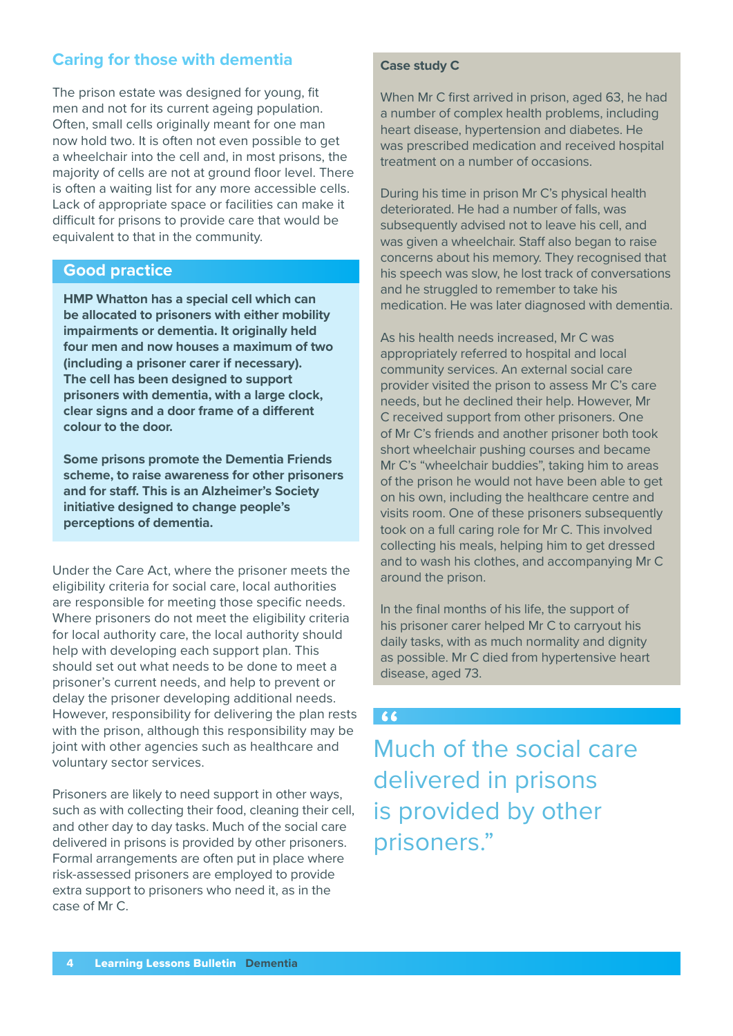## Caring for those with dementia

The prison estate was designed for young, fit men and not for its current ageing population. Often, small cells originally meant for one man now hold two. It is often not even possible to get a wheelchair into the cell and, in most prisons, the majority of cells are not at ground floor level. There is often a waiting list for any more accessible cells. Lack of appropriate space or facilities can make it difficult for prisons to provide care that would be equivalent to that in the community.

### Good practice

**HMP Whatton has a special cell which can be allocated to prisoners with either mobility impairments or dementia. It originally held four men and now houses a maximum of two (including a prisoner carer if necessary). The cell has been designed to support prisoners with dementia, with a large clock, clear signs and a door frame of a different colour to the door.**

**Some prisons promote the Dementia Friends scheme, to raise awareness for other prisoners and for staff. This is an Alzheimer's Society initiative designed to change people's perceptions of dementia.**

Under the Care Act, where the prisoner meets the eligibility criteria for social care, local authorities are responsible for meeting those specific needs. Where prisoners do not meet the eligibility criteria for local authority care, the local authority should help with developing each support plan. This should set out what needs to be done to meet a prisoner's current needs, and help to prevent or delay the prisoner developing additional needs. However, responsibility for delivering the plan rests with the prison, although this responsibility may be joint with other agencies such as healthcare and voluntary sector services.

Prisoners are likely to need support in other ways, such as with collecting their food, cleaning their cell, and other day to day tasks. Much of the social care delivered in prisons is provided by other prisoners. Formal arrangements are often put in place where risk-assessed prisoners are employed to provide extra support to prisoners who need it, as in the case of Mr C.

### Case study C

When Mr C first arrived in prison, aged 63, he had a number of complex health problems, including heart disease, hypertension and diabetes. He was prescribed medication and received hospital treatment on a number of occasions.

During his time in prison Mr C's physical health deteriorated. He had a number of falls, was subsequently advised not to leave his cell, and was given a wheelchair. Staff also began to raise concerns about his memory. They recognised that his speech was slow, he lost track of conversations and he struggled to remember to take his medication. He was later diagnosed with dementia.

As his health needs increased, Mr C was appropriately referred to hospital and local community services. An external social care provider visited the prison to assess Mr C's care needs, but he declined their help. However, Mr C received support from other prisoners. One of Mr C's friends and another prisoner both took short wheelchair pushing courses and became Mr C's "wheelchair buddies", taking him to areas of the prison he would not have been able to get on his own, including the healthcare centre and visits room. One of these prisoners subsequently took on a full caring role for Mr C. This involved collecting his meals, helping him to get dressed and to wash his clothes, and accompanying Mr C around the prison.

In the final months of his life, the support of his prisoner carer helped Mr C to carryout his daily tasks, with as much normality and dignity as possible. Mr C died from hypertensive heart disease, aged 73.

> "Much of the social care delivered in prisons is provided by other prisoners."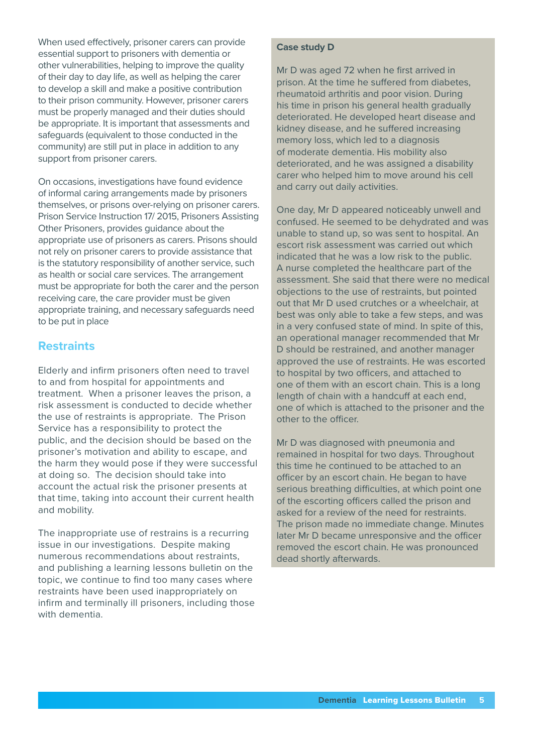When used effectively, prisoner carers can provide essential support to prisoners with dementia or other vulnerabilities, helping to improve the quality of their day to day life, as well as helping the carer to develop a skill and make a positive contribution to their prison community. However, prisoner carers must be properly managed and their duties should be appropriate. It is important that assessments and safeguards (equivalent to those conducted in the community) are still put in place in addition to any support from prisoner carers.

On occasions, investigations have found evidence of informal caring arrangements made by prisoners themselves, or prisons over-relying on prisoner carers. Prison Service Instruction 17/ 2015, Prisoners Assisting Other Prisoners, provides guidance about the appropriate use of prisoners as carers. Prisons should not rely on prisoner carers to provide assistance that is the statutory responsibility of another service, such as health or social care services. The arrangement must be appropriate for both the carer and the person receiving care, the care provider must be given appropriate training, and necessary safeguards need to be put in place

## Restraints

Elderly and infirm prisoners often need to travel to and from hospital for appointments and treatment. When a prisoner leaves the prison, a risk assessment is conducted to decide whether the use of restraints is appropriate. The Prison Service has a responsibility to protect the public, and the decision should be based on the prisoner's motivation and ability to escape, and the harm they would pose if they were successful at doing so. The decision should take into account the actual risk the prisoner presents at that time, taking into account their current health and mobility.

The inappropriate use of restrains is a recurring issue in our investigations. Despite making numerous recommendations about restraints, and publishing a learning lessons bulletin on the topic, we continue to find too many cases where restraints have been used inappropriately on infirm and terminally ill prisoners, including those with dementia.

**Case study D**

Mr D was aged 72 when he first arrived in prison. At the time he suffered from diabetes, rheumatoid arthritis and poor vision. During his time in prison his general health gradually deteriorated. He developed heart disease and kidney disease, and he suffered increasing memory loss, which led to a diagnosis of moderate dementia. His mobility also deteriorated, and he was assigned a disability carer who helped him to move around his cell and carry out daily activities.

One day, Mr D appeared noticeably unwell and confused. He seemed to be dehydrated and was unable to stand up, so was sent to hospital. An escort risk assessment was carried out which indicated that he was a low risk to the public. A nurse completed the healthcare part of the assessment. She said that there were no medical objections to the use of restraints, but pointed out that Mr D used crutches or a wheelchair, at best was only able to take a few steps, and was in a very confused state of mind. In spite of this, an operational manager recommended that Mr D should be restrained, and another manager approved the use of restraints. He was escorted to hospital by two officers, and attached to one of them with an escort chain. This is a long length of chain with a handcuff at each end, one of which is attached to the prisoner and the other to the officer.

Mr D was diagnosed with pneumonia and remained in hospital for two days. Throughout this time he continued to be attached to an officer by an escort chain. He began to have serious breathing difficulties, at which point one of the escorting officers called the prison and asked for a review of the need for restraints. The prison made no immediate change. Minutes later Mr D became unresponsive and the officer removed the escort chain. He was pronounced dead shortly afterwards.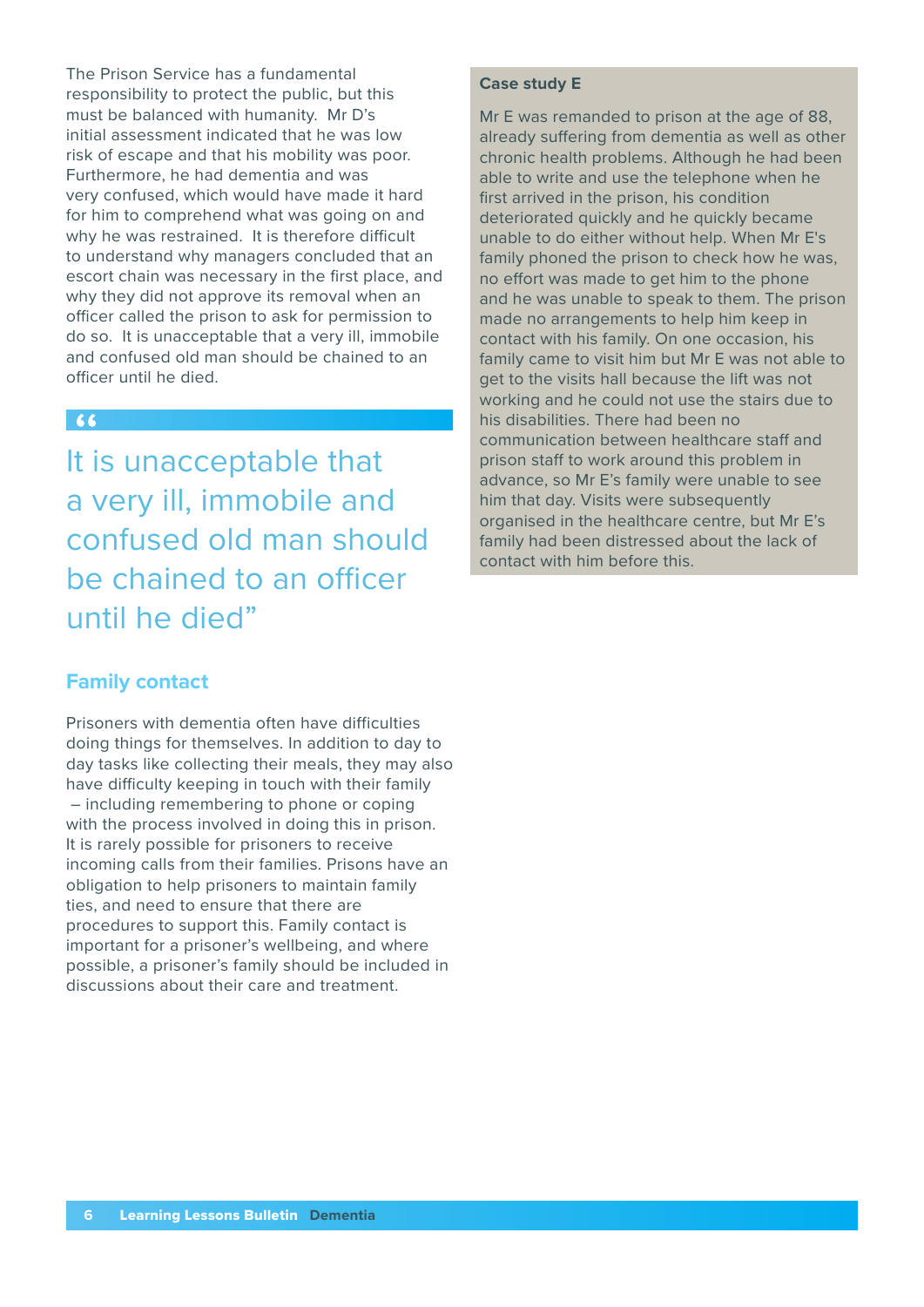The Prison Service has a fundamental responsibility to protect the public, but this must be balanced with humanity. Mr D's initial assessment indicated that he was low risk of escape and that his mobility was poor. Furthermore, he had dementia and was very confused, which would have made it hard for him to comprehend what was going on and why he was restrained. It is therefore difficult to understand why managers concluded that an escort chain was necessary in the first place, and why they did not approve its removal when an officer called the prison to ask for permission to do so. It is unacceptable that a very ill, immobile and confused old man should be chained to an officer until he died.

> "It is unacceptable that a very ill, immobile and confused old man should be chained to an officer until he died"

## Family contact

Prisoners with dementia often have difficulties doing things for themselves. In addition to day to day tasks like collecting their meals, they may also have difficulty keeping in touch with their family – including remembering to phone or coping with the process involved in doing this in prison. It is rarely possible for prisoners to receive incoming calls from their families. Prisons have an obligation to help prisoners to maintain family ties, and need to ensure that there are procedures to support this. Family contact is important for a prisoner's wellbeing, and where possible, a prisoner's family should be included in discussions about their care and treatment.

**Case study E**

Mr E was remanded to prison at the age of 88, already suffering from dementia as well as other chronic health problems. Although he had been able to write and use the telephone when he first arrived in the prison, his condition deteriorated quickly and he quickly became unable to do either without help. When Mr E's family phoned the prison to check how he was, no effort was made to get him to the phone and he was unable to speak to them. The prison made no arrangements to help him keep in contact with his family. On one occasion, his family came to visit him but Mr E was not able to get to the visits hall because the lift was not working and he could not use the stairs due to his disabilities. There had been no communication between healthcare staff and prison staff to work around this problem in advance, so Mr E's family were unable to see him that day. Visits were subsequently organised in the healthcare centre, but Mr E's family had been distressed about the lack of contact with him before this.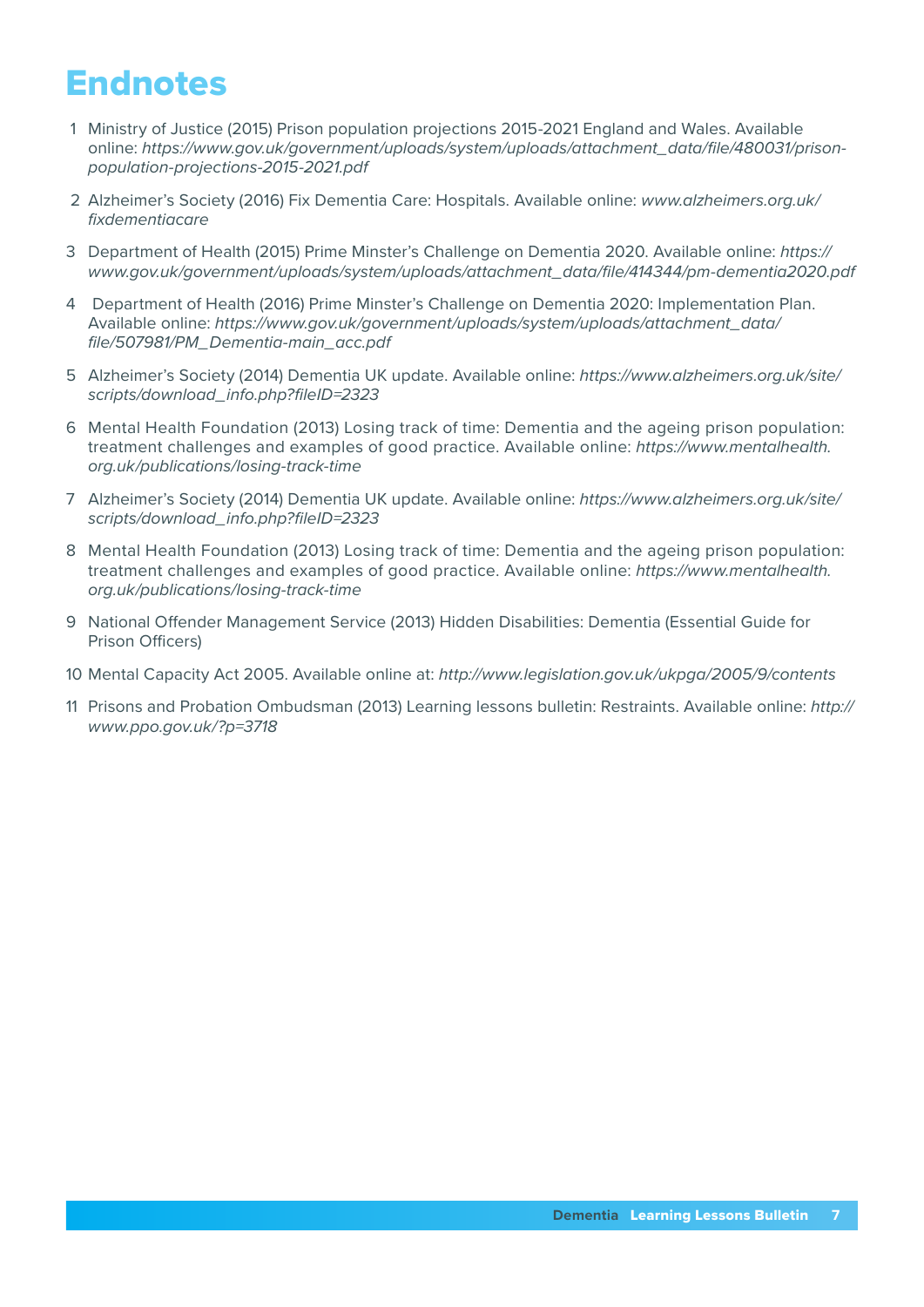# Endnotes

1. Ministry of Justice (2015) Prison population projections 2015-2021 England and Wales. Available online: *https://www.gov.uk/government/uploads/system/uploads/attachment_data/file/480031/prison-population-projections-2015-2021.pdf*
2. Alzheimer's Society (2016) Fix Dementia Care: Hospitals. Available online: *www.alzheimers.org.uk/fixdementiacare*
3. Department of Health (2015) Prime Minster's Challenge on Dementia 2020. Available online: *https://www.gov.uk/government/uploads/system/uploads/attachment_data/file/414344/pm-dementia2020.pdf*
4. Department of Health (2016) Prime Minster's Challenge on Dementia 2020: Implementation Plan. Available online: *https://www.gov.uk/government/uploads/system/uploads/attachment_data/file/507981/PM_Dementia-main_acc.pdf*
5. Alzheimer's Society (2014) Dementia UK update. Available online: *https://www.alzheimers.org.uk/site/scripts/download_info.php?fileID=2323*
6. Mental Health Foundation (2013) Losing track of time: Dementia and the ageing prison population: treatment challenges and examples of good practice. Available online: *https://www.mentalhealth.org.uk/publications/losing-track-time*
7. Alzheimer's Society (2014) Dementia UK update. Available online: *https://www.alzheimers.org.uk/site/scripts/download_info.php?fileID=2323*
8. Mental Health Foundation (2013) Losing track of time: Dementia and the ageing prison population: treatment challenges and examples of good practice. Available online: *https://www.mentalhealth.org.uk/publications/losing-track-time*
9. National Offender Management Service (2013) Hidden Disabilities: Dementia (Essential Guide for Prison Officers)
10. Mental Capacity Act 2005. Available online at: *http://www.legislation.gov.uk/ukpga/2005/9/contents*
11. Prisons and Probation Ombudsman (2013) Learning lessons bulletin: Restraints. Available online: *http://www.ppo.gov.uk/?p=3718*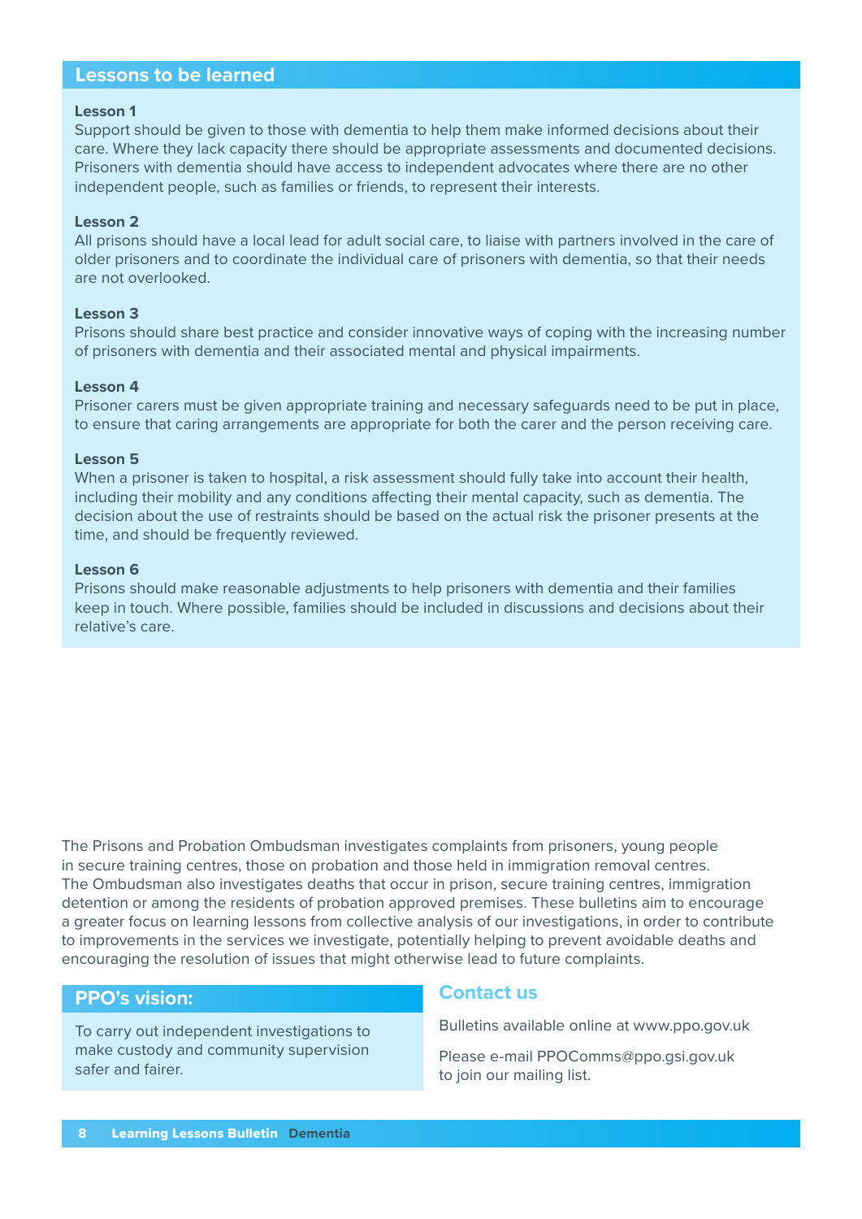## Lessons to be learned

**Lesson 1**
Support should be given to those with dementia to help them make informed decisions about their care. Where they lack capacity there should be appropriate assessments and documented decisions. Prisoners with dementia should have access to independent advocates where there are no other independent people, such as families or friends, to represent their interests.

**Lesson 2**
All prisons should have a local lead for adult social care, to liaise with partners involved in the care of older prisoners and to coordinate the individual care of prisoners with dementia, so that their needs are not overlooked.

**Lesson 3**
Prisons should share best practice and consider innovative ways of coping with the increasing number of prisoners with dementia and their associated mental and physical impairments.

**Lesson 4**
Prisoner carers must be given appropriate training and necessary safeguards need to be put in place, to ensure that caring arrangements are appropriate for both the carer and the person receiving care.

**Lesson 5**
When a prisoner is taken to hospital, a risk assessment should fully take into account their health, including their mobility and any conditions affecting their mental capacity, such as dementia. The decision about the use of restraints should be based on the actual risk the prisoner presents at the time, and should be frequently reviewed.

**Lesson 6**
Prisons should make reasonable adjustments to help prisoners with dementia and their families keep in touch. Where possible, families should be included in discussions and decisions about their relative's care.

The Prisons and Probation Ombudsman investigates complaints from prisoners, young people in secure training centres, those on probation and those held in immigration removal centres. The Ombudsman also investigates deaths that occur in prison, secure training centres, immigration detention or among the residents of probation approved premises. These bulletins aim to encourage a greater focus on learning lessons from collective analysis of our investigations, in order to contribute to improvements in the services we investigate, potentially helping to prevent avoidable deaths and encouraging the resolution of issues that might otherwise lead to future complaints.

### PPO's vision:

To carry out independent investigations to make custody and community supervision safer and fairer.

### Contact us

Bulletins available online at www.ppo.gov.uk

Please e-mail PPOComms@ppo.gsi.gov.uk to join our mailing list.